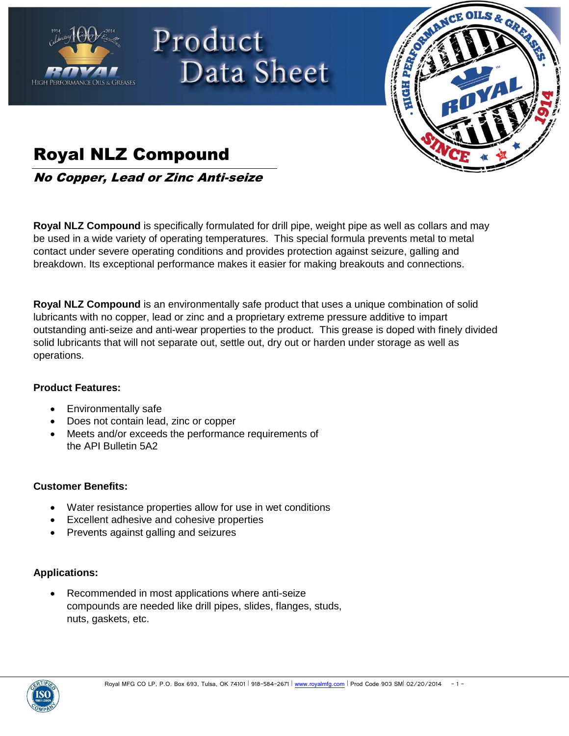# Royal NLZ Compound

***No Copper, Lead or Zinc Anti-seize***

**Royal NLZ Compound** is specifically formulated for drill pipe, weight pipe as well as collars and may be used in a wide variety of operating temperatures. This special formula prevents metal to metal contact under severe operating conditions and provides protection against seizure, galling and breakdown. Its exceptional performance makes it easier for making breakouts and connections.

**Royal NLZ Compound** is an environmentally safe product that uses a unique combination of solid lubricants with no copper, lead or zinc and a proprietary extreme pressure additive to impart outstanding anti-seize and anti-wear properties to the product. This grease is doped with finely divided solid lubricants that will not separate out, settle out, dry out or harden under storage as well as operations.

**Product Features:**

- Environmentally safe
- Does not contain lead, zinc or copper
- Meets and/or exceeds the performance requirements of the API Bulletin 5A2

**Customer Benefits:**

- Water resistance properties allow for use in wet conditions
- Excellent adhesive and cohesive properties
- Prevents against galling and seizures

**Applications:**

- Recommended in most applications where anti-seize compounds are needed like drill pipes, slides, flanges, studs, nuts, gaskets, etc.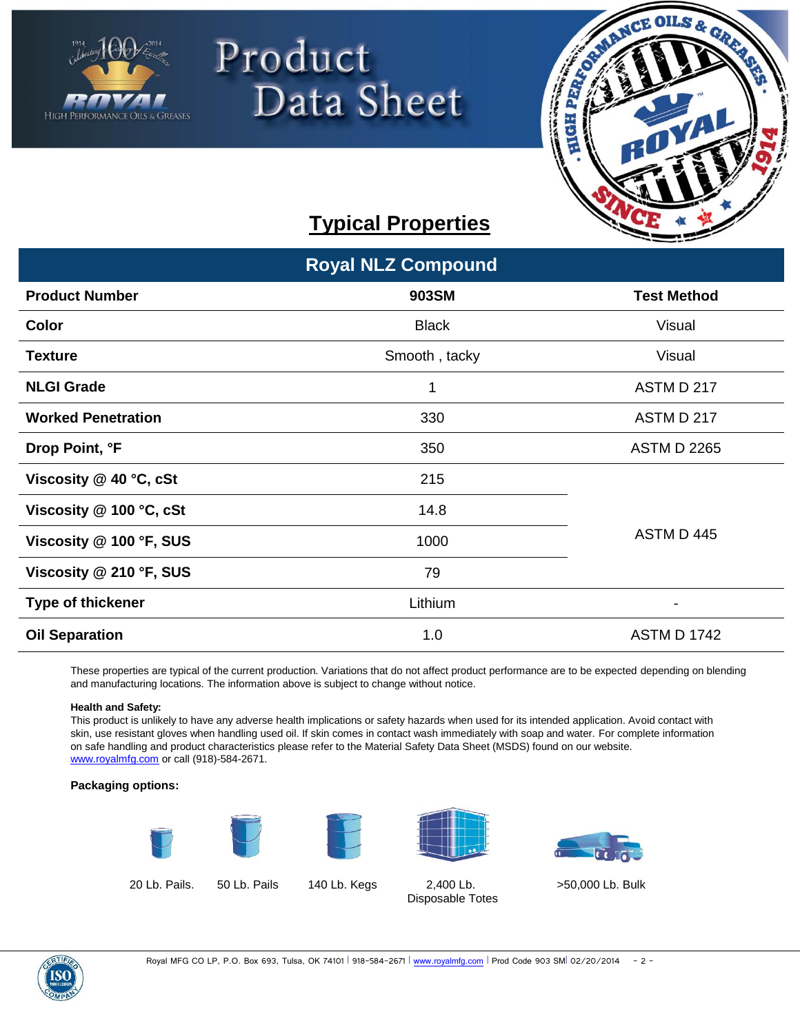# Product Data Sheet

## Typical Properties

| Royal NLZ Compound | | |
|---|---|---|
| **Product Number** | **903SM** | **Test Method** |
| **Color** | Black | Visual |
| **Texture** | Smooth , tacky | Visual |
| **NLGI Grade** | 1 | ASTM D 217 |
| **Worked Penetration** | 330 | ASTM D 217 |
| **Drop Point, °F** | 350 | ASTM D 2265 |
| **Viscosity @ 40 °C, cSt** | 215 | ASTM D 445 |
| **Viscosity @ 100 °C, cSt** | 14.8 | ASTM D 445 |
| **Viscosity @ 100 °F, SUS** | 1000 | ASTM D 445 |
| **Viscosity @ 210 °F, SUS** | 79 | ASTM D 445 |
| **Type of thickener** | Lithium | - |
| **Oil Separation** | 1.0 | ASTM D 1742 |

These properties are typical of the current production. Variations that do not affect product performance are to be expected depending on blending and manufacturing locations. The information above is subject to change without notice.

**Health and Safety:**
This product is unlikely to have any adverse health implications or safety hazards when used for its intended application. Avoid contact with skin, use resistant gloves when handling used oil. If skin comes in contact wash immediately with soap and water. For complete information on safe handling and product characteristics please refer to the Material Safety Data Sheet (MSDS) found on our website. www.royalmfg.com or call (918)-584-2671.

**Packaging options:**

20 Lb. Pails. 50 Lb. Pails 140 Lb. Kegs 2,400 Lb. Disposable Totes >50,000 Lb. Bulk

Royal MFG CO LP, P.O. Box 693, Tulsa, OK 74101 | 918-584-2671 | www.royalmfg.com | Prod Code 903 SM| 02/20/2014